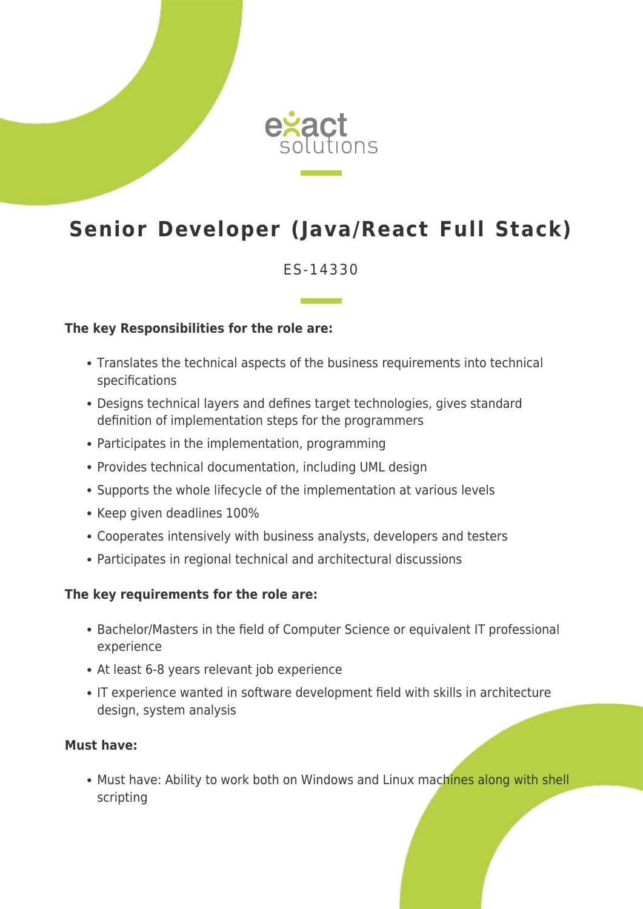# Senior Developer (Java/React Full Stack)

ES-14330

**The key Responsibilities for the role are:**

- Translates the technical aspects of the business requirements into technical specifications
- Designs technical layers and defines target technologies, gives standard definition of implementation steps for the programmers
- Participates in the implementation, programming
- Provides technical documentation, including UML design
- Supports the whole lifecycle of the implementation at various levels
- Keep given deadlines 100%
- Cooperates intensively with business analysts, developers and testers
- Participates in regional technical and architectural discussions

**The key requirements for the role are:**

- Bachelor/Masters in the field of Computer Science or equivalent IT professional experience
- At least 6-8 years relevant job experience
- IT experience wanted in software development field with skills in architecture design, system analysis

**Must have:**

- Must have: Ability to work both on Windows and Linux machines along with shell scripting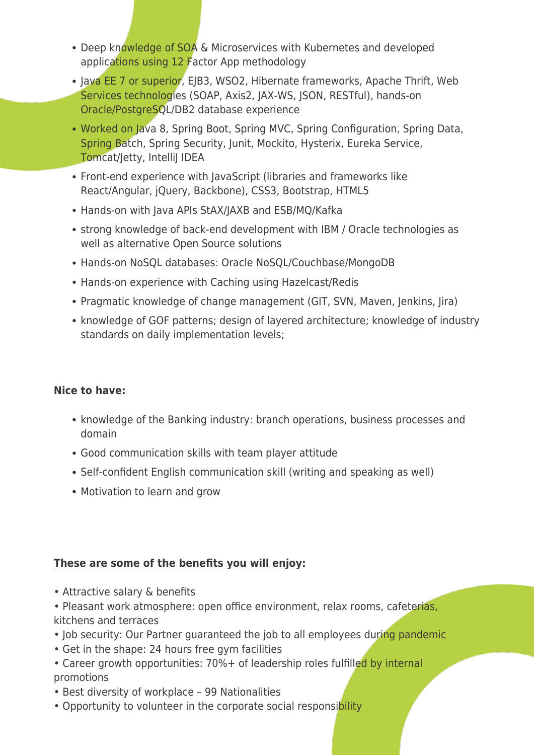- Deep knowledge of SOA & Microservices with Kubernetes and developed applications using 12 Factor App methodology
- Java EE 7 or superior, EJB3, WSO2, Hibernate frameworks, Apache Thrift, Web Services technologies (SOAP, Axis2, JAX-WS, JSON, RESTful), hands-on Oracle/PostgreSQL/DB2 database experience
- Worked on Java 8, Spring Boot, Spring MVC, Spring Configuration, Spring Data, Spring Batch, Spring Security, Junit, Mockito, Hysterix, Eureka Service, Tomcat/Jetty, IntelliJ IDEA
- Front-end experience with JavaScript (libraries and frameworks like React/Angular, jQuery, Backbone), CSS3, Bootstrap, HTML5
- Hands-on with Java APIs StAX/JAXB and ESB/MQ/Kafka
- strong knowledge of back-end development with IBM / Oracle technologies as well as alternative Open Source solutions
- Hands-on NoSQL databases: Oracle NoSQL/Couchbase/MongoDB
- Hands-on experience with Caching using Hazelcast/Redis
- Pragmatic knowledge of change management (GIT, SVN, Maven, Jenkins, Jira)
- knowledge of GOF patterns; design of layered architecture; knowledge of industry standards on daily implementation levels;

**Nice to have:**

- knowledge of the Banking industry: branch operations, business processes and domain
- Good communication skills with team player attitude
- Self-confident English communication skill (writing and speaking as well)
- Motivation to learn and grow

**These are some of the benefits you will enjoy:**

• Attractive salary & benefits
• Pleasant work atmosphere: open office environment, relax rooms, cafeterias, kitchens and terraces
• Job security: Our Partner guaranteed the job to all employees during pandemic
• Get in the shape: 24 hours free gym facilities
• Career growth opportunities: 70%+ of leadership roles fulfilled by internal promotions
• Best diversity of workplace – 99 Nationalities
• Opportunity to volunteer in the corporate social responsibility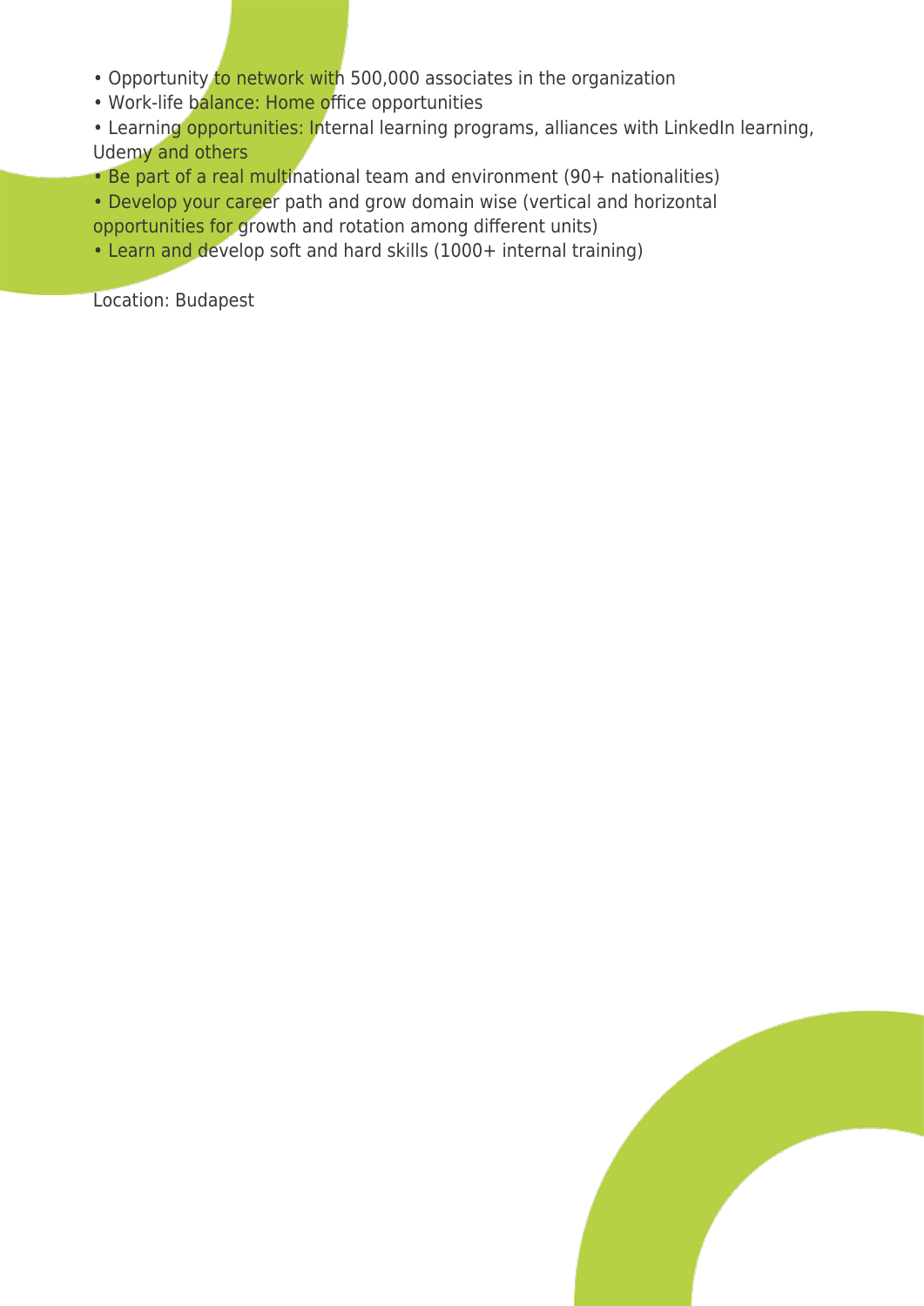- Opportunity to network with 500,000 associates in the organization
- Work-life balance: Home office opportunities
- Learning opportunities: Internal learning programs, alliances with LinkedIn learning, Udemy and others
- Be part of a real multinational team and environment (90+ nationalities)
- Develop your career path and grow domain wise (vertical and horizontal opportunities for growth and rotation among different units)
- Learn and develop soft and hard skills (1000+ internal training)

Location: Budapest